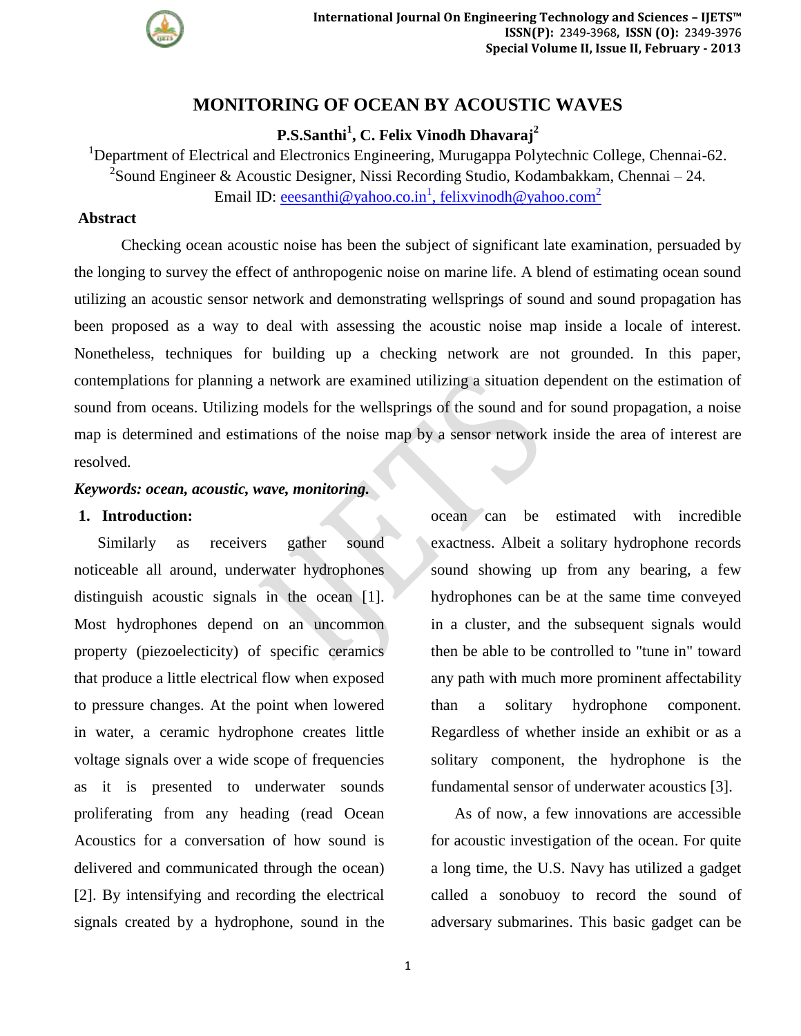# MONITORING OF OCEAN BY ACOUSTIC WAVES

**P.S.Santhi[1], C. Felix Vinodh Dhavaraj[2]**

[1]Department of Electrical and Electronics Engineering, Murugappa Polytechnic College, Chennai-62.
[2]Sound Engineer & Acoustic Designer, Nissi Recording Studio, Kodambakkam, Chennai – 24.
Email ID: eeesanthi@yahoo.co.in[1], felixvinodh@yahoo.com[2]

## Abstract

Checking ocean acoustic noise has been the subject of significant late examination, persuaded by the longing to survey the effect of anthropogenic noise on marine life. A blend of estimating ocean sound utilizing an acoustic sensor network and demonstrating wellsprings of sound and sound propagation has been proposed as a way to deal with assessing the acoustic noise map inside a locale of interest. Nonetheless, techniques for building up a checking network are not grounded. In this paper, contemplations for planning a network are examined utilizing a situation dependent on the estimation of sound from oceans. Utilizing models for the wellsprings of the sound and for sound propagation, a noise map is determined and estimations of the noise map by a sensor network inside the area of interest are resolved.

***Keywords: ocean, acoustic, wave, monitoring.***

## 1. Introduction:

Similarly as receivers gather sound noticeable all around, underwater hydrophones distinguish acoustic signals in the ocean [1]. Most hydrophones depend on an uncommon property (piezoelecticity) of specific ceramics that produce a little electrical flow when exposed to pressure changes. At the point when lowered in water, a ceramic hydrophone creates little voltage signals over a wide scope of frequencies as it is presented to underwater sounds proliferating from any heading (read Ocean Acoustics for a conversation of how sound is delivered and communicated through the ocean) [2]. By intensifying and recording the electrical signals created by a hydrophone, sound in the ocean can be estimated with incredible exactness. Albeit a solitary hydrophone records sound showing up from any bearing, a few hydrophones can be at the same time conveyed in a cluster, and the subsequent signals would then be able to be controlled to "tune in" toward any path with much more prominent affectability than a solitary hydrophone component. Regardless of whether inside an exhibit or as a solitary component, the hydrophone is the fundamental sensor of underwater acoustics [3].

As of now, a few innovations are accessible for acoustic investigation of the ocean. For quite a long time, the U.S. Navy has utilized a gadget called a sonobuoy to record the sound of adversary submarines. This basic gadget can be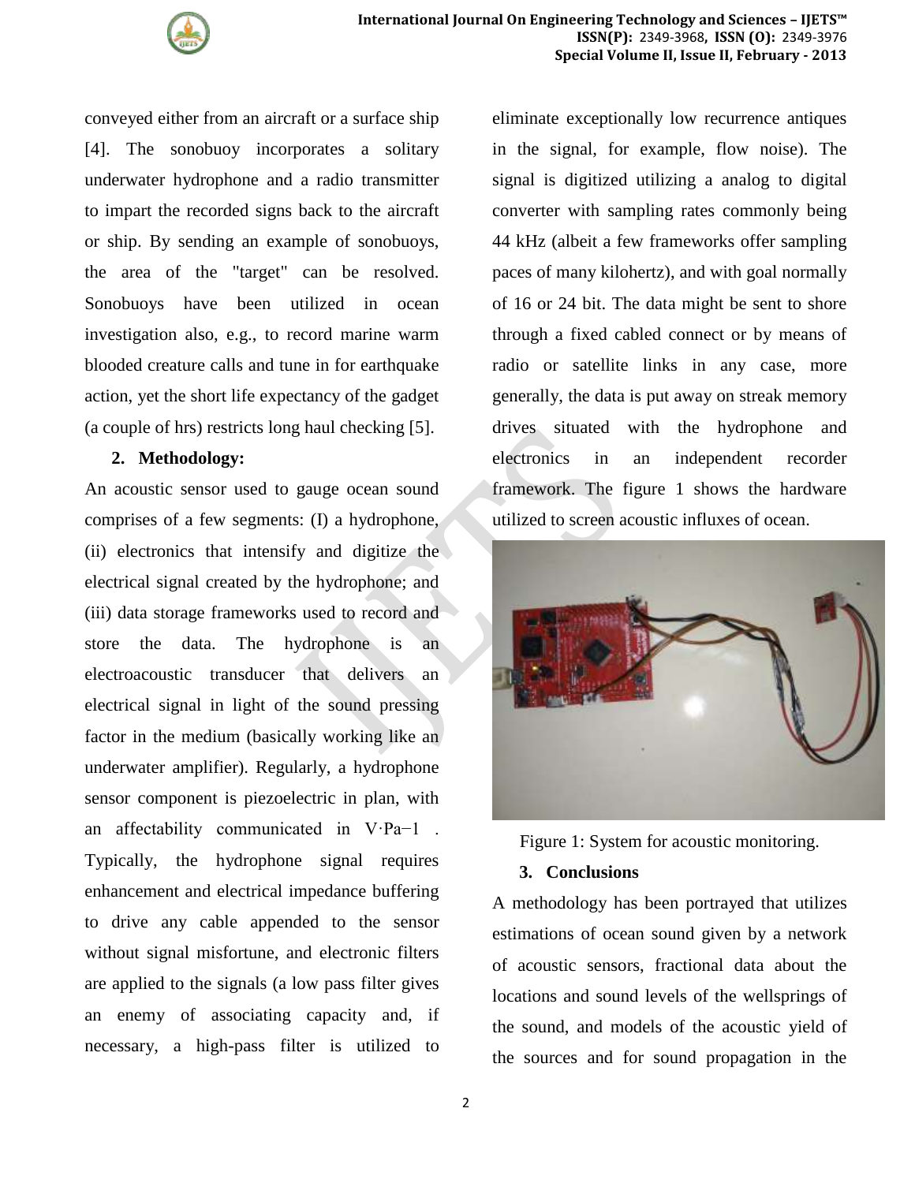conveyed either from an aircraft or a surface ship [4]. The sonobuoy incorporates a solitary underwater hydrophone and a radio transmitter to impart the recorded signs back to the aircraft or ship. By sending an example of sonobuoys, the area of the "target" can be resolved. Sonobuoys have been utilized in ocean investigation also, e.g., to record marine warm blooded creature calls and tune in for earthquake action, yet the short life expectancy of the gadget (a couple of hrs) restricts long haul checking [5].

## 2. Methodology:

An acoustic sensor used to gauge ocean sound comprises of a few segments: (I) a hydrophone, (ii) electronics that intensify and digitize the electrical signal created by the hydrophone; and (iii) data storage frameworks used to record and store the data. The hydrophone is an electroacoustic transducer that delivers an electrical signal in light of the sound pressing factor in the medium (basically working like an underwater amplifier). Regularly, a hydrophone sensor component is piezoelectric in plan, with an affectability communicated in $V \cdot Pa^{-1}$ . Typically, the hydrophone signal requires enhancement and electrical impedance buffering to drive any cable appended to the sensor without signal misfortune, and electronic filters are applied to the signals (a low pass filter gives an enemy of associating capacity and, if necessary, a high-pass filter is utilized to eliminate exceptionally low recurrence antiques in the signal, for example, flow noise). The signal is digitized utilizing a analog to digital converter with sampling rates commonly being 44 kHz (albeit a few frameworks offer sampling paces of many kilohertz), and with goal normally of 16 or 24 bit. The data might be sent to shore through a fixed cabled connect or by means of radio or satellite links in any case, more generally, the data is put away on streak memory drives situated with the hydrophone and electronics in an independent recorder framework. The figure 1 shows the hardware utilized to screen acoustic influxes of ocean.

Figure 1: System for acoustic monitoring.

## 3. Conclusions

A methodology has been portrayed that utilizes estimations of ocean sound given by a network of acoustic sensors, fractional data about the locations and sound levels of the wellsprings of the sound, and models of the acoustic yield of the sources and for sound propagation in the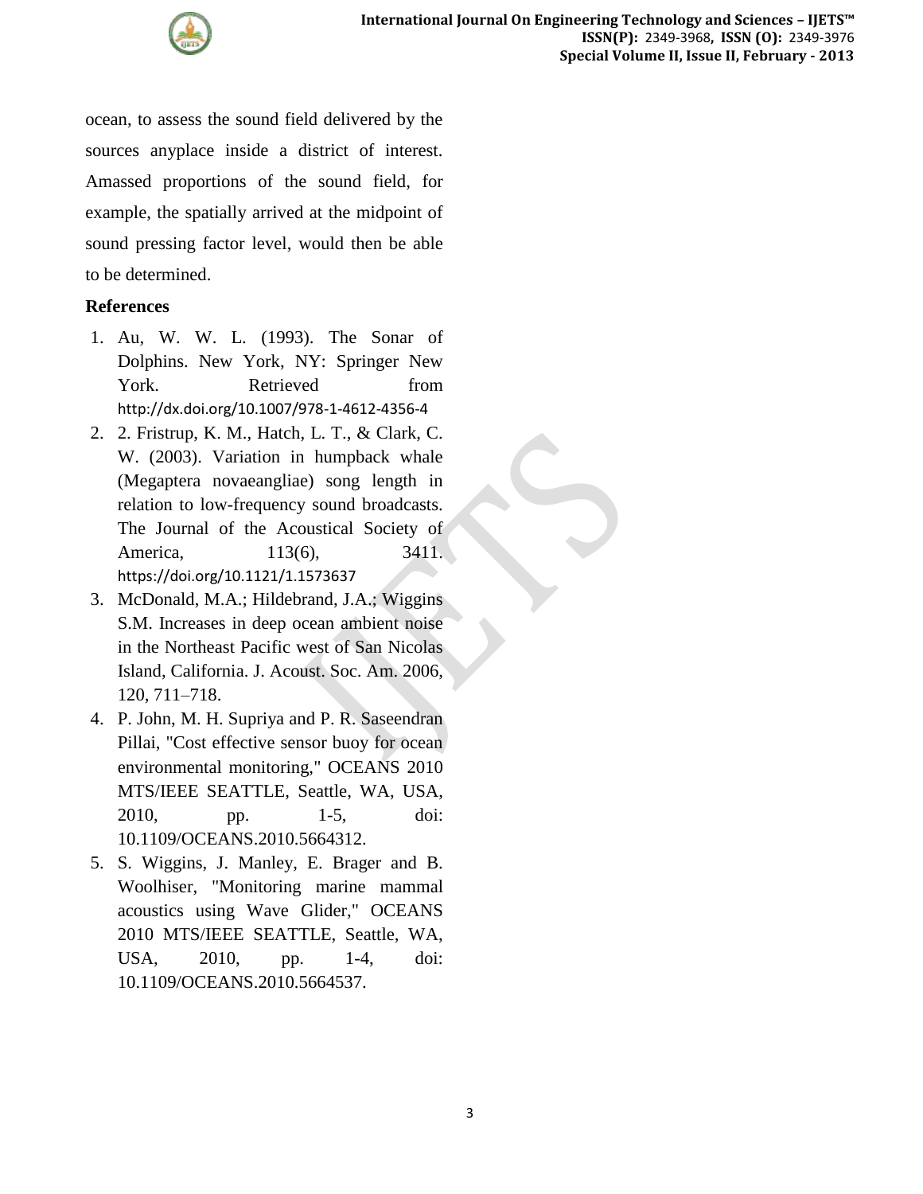ocean, to assess the sound field delivered by the sources anyplace inside a district of interest. Amassed proportions of the sound field, for example, the spatially arrived at the midpoint of sound pressing factor level, would then be able to be determined.

## References

1. Au, W. W. L. (1993). The Sonar of Dolphins. New York, NY: Springer New York. Retrieved from http://dx.doi.org/10.1007/978-1-4612-4356-4
2. 2. Fristrup, K. M., Hatch, L. T., & Clark, C. W. (2003). Variation in humpback whale (Megaptera novaeangliae) song length in relation to low-frequency sound broadcasts. The Journal of the Acoustical Society of America, 113(6), 3411. https://doi.org/10.1121/1.1573637
3. McDonald, M.A.; Hildebrand, J.A.; Wiggins S.M. Increases in deep ocean ambient noise in the Northeast Pacific west of San Nicolas Island, California. J. Acoust. Soc. Am. 2006, 120, 711–718.
4. P. John, M. H. Supriya and P. R. Saseendran Pillai, "Cost effective sensor buoy for ocean environmental monitoring," OCEANS 2010 MTS/IEEE SEATTLE, Seattle, WA, USA, 2010, pp. 1-5, doi: 10.1109/OCEANS.2010.5664312.
5. S. Wiggins, J. Manley, E. Brager and B. Woolhiser, "Monitoring marine mammal acoustics using Wave Glider," OCEANS 2010 MTS/IEEE SEATTLE, Seattle, WA, USA, 2010, pp. 1-4, doi: 10.1109/OCEANS.2010.5664537.